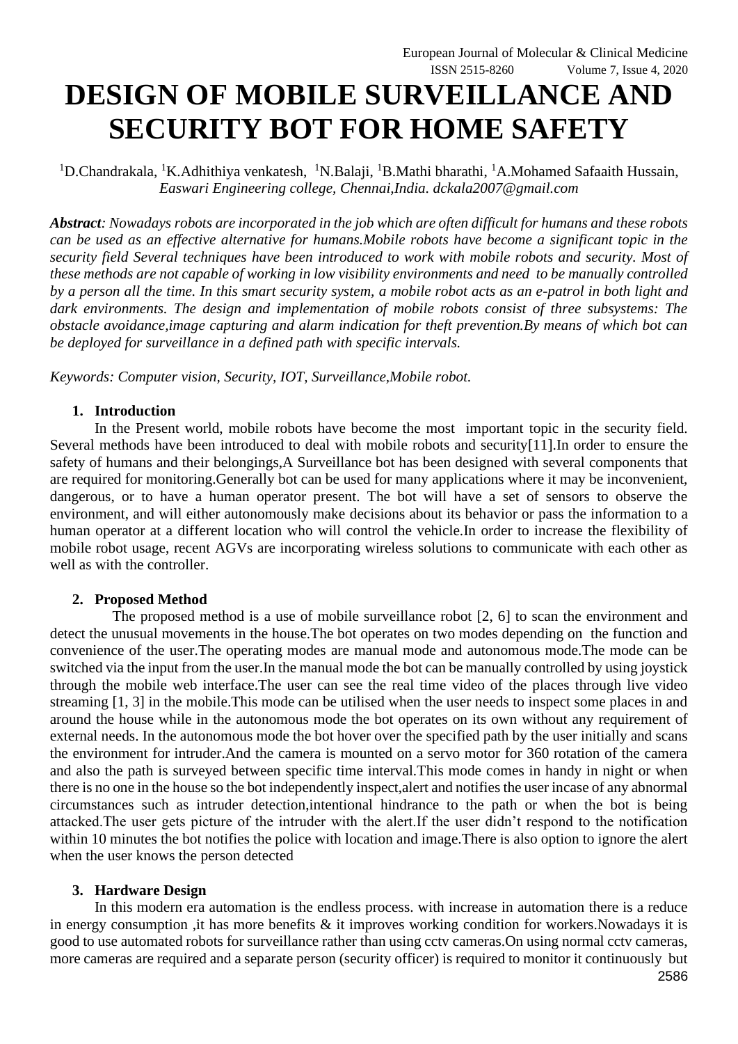# DESIGN OF MOBILE SURVEILLANCE AND SECURITY BOT FOR HOME SAFETY

[1]D.Chandrakala, [1]K.Adhithiya venkatesh, [1]N.Balaji, [1]B.Mathi bharathi, [1]A.Mohamed Safaaith Hussain,
*Easwari Engineering college, Chennai,India. dckala2007@gmail.com*

***Abstract**: Nowadays robots are incorporated in the job which are often difficult for humans and these robots can be used as an effective alternative for humans.Mobile robots have become a significant topic in the security field Several techniques have been introduced to work with mobile robots and security. Most of these methods are not capable of working in low visibility environments and need to be manually controlled by a person all the time. In this smart security system, a mobile robot acts as an e-patrol in both light and dark environments. The design and implementation of mobile robots consist of three subsystems: The obstacle avoidance,image capturing and alarm indication for theft prevention.By means of which bot can be deployed for surveillance in a defined path with specific intervals.*

*Keywords: Computer vision, Security, IOT, Surveillance,Mobile robot.*

## 1. Introduction

In the Present world, mobile robots have become the most important topic in the security field. Several methods have been introduced to deal with mobile robots and security[11].In order to ensure the safety of humans and their belongings,A Surveillance bot has been designed with several components that are required for monitoring.Generally bot can be used for many applications where it may be inconvenient, dangerous, or to have a human operator present. The bot will have a set of sensors to observe the environment, and will either autonomously make decisions about its behavior or pass the information to a human operator at a different location who will control the vehicle.In order to increase the flexibility of mobile robot usage, recent AGVs are incorporating wireless solutions to communicate with each other as well as with the controller.

## 2. Proposed Method

The proposed method is a use of mobile surveillance robot [2, 6] to scan the environment and detect the unusual movements in the house.The bot operates on two modes depending on the function and convenience of the user.The operating modes are manual mode and autonomous mode.The mode can be switched via the input from the user.In the manual mode the bot can be manually controlled by using joystick through the mobile web interface.The user can see the real time video of the places through live video streaming [1, 3] in the mobile.This mode can be utilised when the user needs to inspect some places in and around the house while in the autonomous mode the bot operates on its own without any requirement of external needs. In the autonomous mode the bot hover over the specified path by the user initially and scans the environment for intruder.And the camera is mounted on a servo motor for 360 rotation of the camera and also the path is surveyed between specific time interval.This mode comes in handy in night or when there is no one in the house so the bot independently inspect,alert and notifies the user incase of any abnormal circumstances such as intruder detection,intentional hindrance to the path or when the bot is being attacked.The user gets picture of the intruder with the alert.If the user didn't respond to the notification within 10 minutes the bot notifies the police with location and image.There is also option to ignore the alert when the user knows the person detected

## 3. Hardware Design

In this modern era automation is the endless process. with increase in automation there is a reduce in energy consumption ,it has more benefits & it improves working condition for workers.Nowadays it is good to use automated robots for surveillance rather than using cctv cameras.On using normal cctv cameras, more cameras are required and a separate person (security officer) is required to monitor it continuously but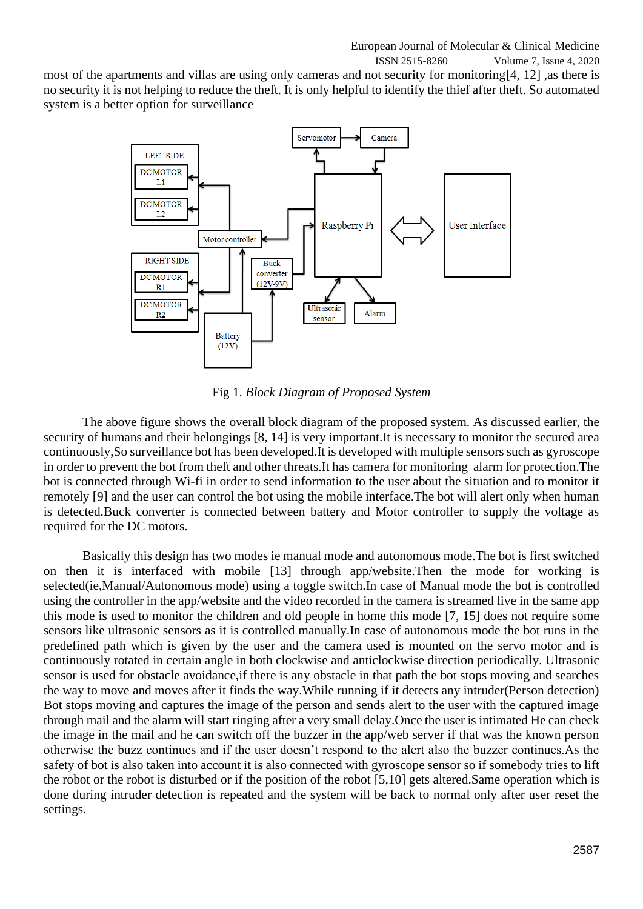most of the apartments and villas are using only cameras and not security for monitoring[4, 12] ,as there is no security it is not helping to reduce the theft. It is only helpful to identify the thief after theft. So automated system is a better option for surveillance

Fig 1. *Block Diagram of Proposed System*

The above figure shows the overall block diagram of the proposed system. As discussed earlier, the security of humans and their belongings [8, 14] is very important.It is necessary to monitor the secured area continuously,So surveillance bot has been developed.It is developed with multiple sensors such as gyroscope in order to prevent the bot from theft and other threats.It has camera for monitoring alarm for protection.The bot is connected through Wi-fi in order to send information to the user about the situation and to monitor it remotely [9] and the user can control the bot using the mobile interface.The bot will alert only when human is detected.Buck converter is connected between battery and Motor controller to supply the voltage as required for the DC motors.

Basically this design has two modes ie manual mode and autonomous mode.The bot is first switched on then it is interfaced with mobile [13] through app/website.Then the mode for working is selected(ie,Manual/Autonomous mode) using a toggle switch.In case of Manual mode the bot is controlled using the controller in the app/website and the video recorded in the camera is streamed live in the same app this mode is used to monitor the children and old people in home this mode [7, 15] does not require some sensors like ultrasonic sensors as it is controlled manually.In case of autonomous mode the bot runs in the predefined path which is given by the user and the camera used is mounted on the servo motor and is continuously rotated in certain angle in both clockwise and anticlockwise direction periodically. Ultrasonic sensor is used for obstacle avoidance,if there is any obstacle in that path the bot stops moving and searches the way to move and moves after it finds the way.While running if it detects any intruder(Person detection) Bot stops moving and captures the image of the person and sends alert to the user with the captured image through mail and the alarm will start ringing after a very small delay.Once the user is intimated He can check the image in the mail and he can switch off the buzzer in the app/web server if that was the known person otherwise the buzz continues and if the user doesn't respond to the alert also the buzzer continues.As the safety of bot is also taken into account it is also connected with gyroscope sensor so if somebody tries to lift the robot or the robot is disturbed or if the position of the robot [5,10] gets altered.Same operation which is done during intruder detection is repeated and the system will be back to normal only after user reset the settings.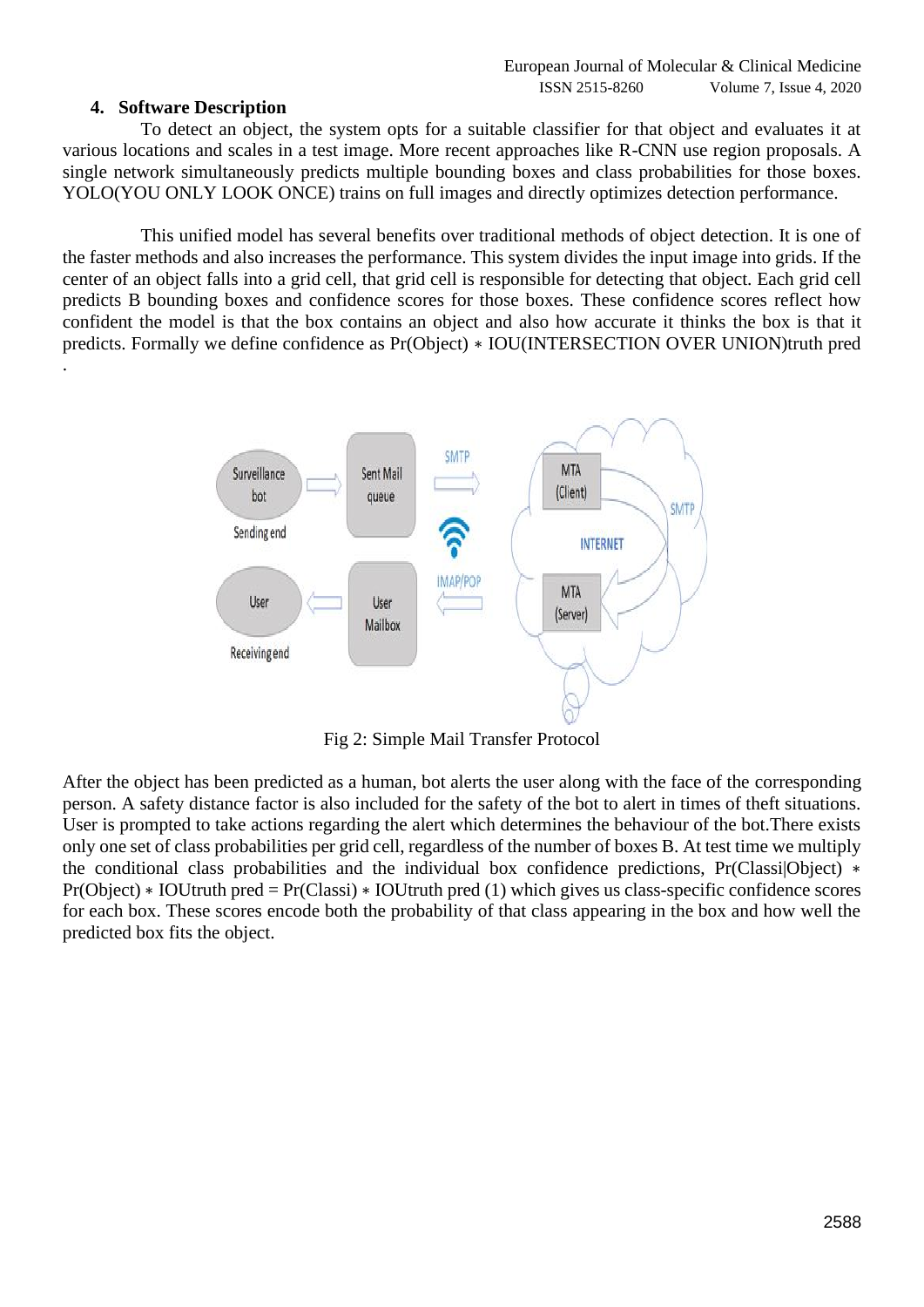## 4. Software Description

To detect an object, the system opts for a suitable classifier for that object and evaluates it at various locations and scales in a test image. More recent approaches like R-CNN use region proposals. A single network simultaneously predicts multiple bounding boxes and class probabilities for those boxes. YOLO(YOU ONLY LOOK ONCE) trains on full images and directly optimizes detection performance.

This unified model has several benefits over traditional methods of object detection. It is one of the faster methods and also increases the performance. This system divides the input image into grids. If the center of an object falls into a grid cell, that grid cell is responsible for detecting that object. Each grid cell predicts B bounding boxes and confidence scores for those boxes. These confidence scores reflect how confident the model is that the box contains an object and also how accurate it thinks the box is that it predicts. Formally we define confidence as $Pr(Object) * IOU(INTERSECTION\ OVER\ UNION)^{truth}_{pred}$ .

Fig 2: Simple Mail Transfer Protocol

After the object has been predicted as a human, bot alerts the user along with the face of the corresponding person. A safety distance factor is also included for the safety of the bot to alert in times of theft situations. User is prompted to take actions regarding the alert which determines the behaviour of the bot.There exists only one set of class probabilities per grid cell, regardless of the number of boxes B. At test time we multiply the conditional class probabilities and the individual box confidence predictions, $Pr(Class_i|Object) * Pr(Object) * IOU^{truth}_{pred} = Pr(Class_i) * IOU^{truth}_{pred}$ (1) which gives us class-specific confidence scores for each box. These scores encode both the probability of that class appearing in the box and how well the predicted box fits the object.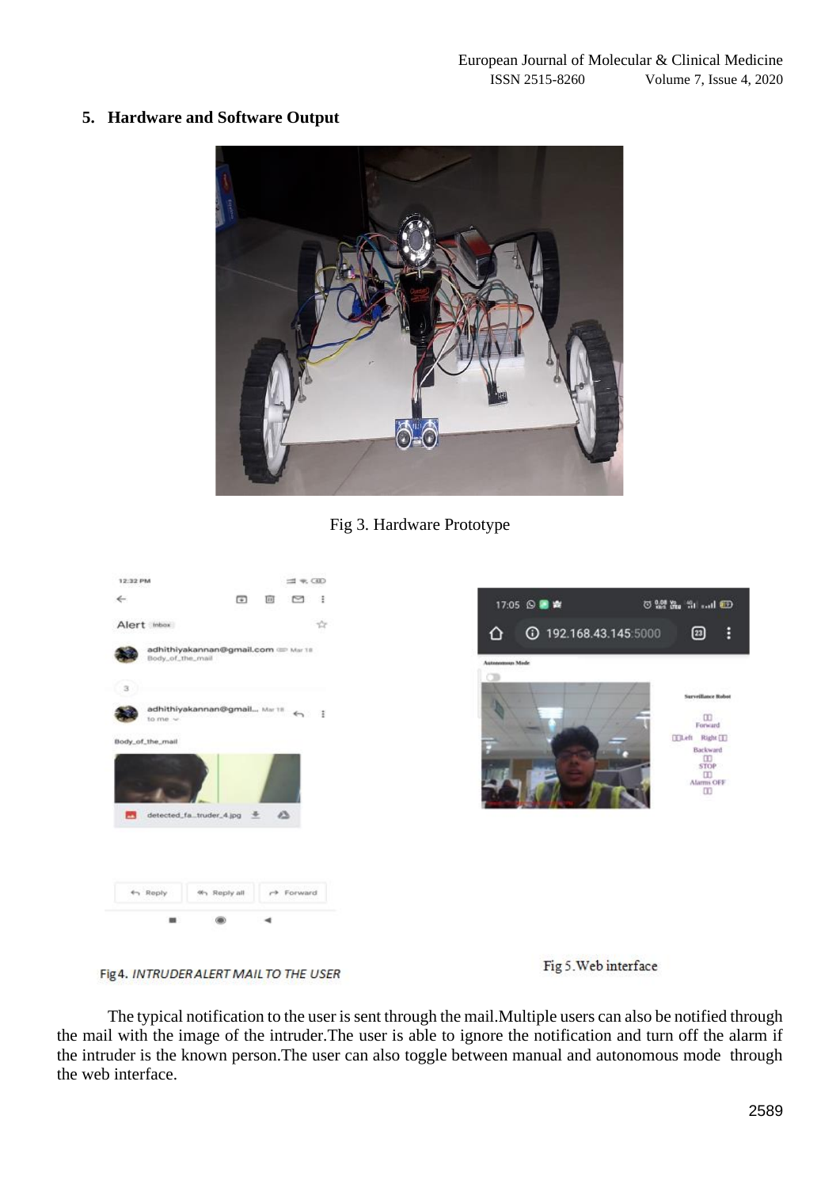## 5. Hardware and Software Output

Fig 3. Hardware Prototype

Fig 4. *INTRUDER ALERT MAIL TO THE USER*

Fig 5. Web interface

The typical notification to the user is sent through the mail.Multiple users can also be notified through the mail with the image of the intruder.The user is able to ignore the notification and turn off the alarm if the intruder is the known person.The user can also toggle between manual and autonomous mode through the web interface.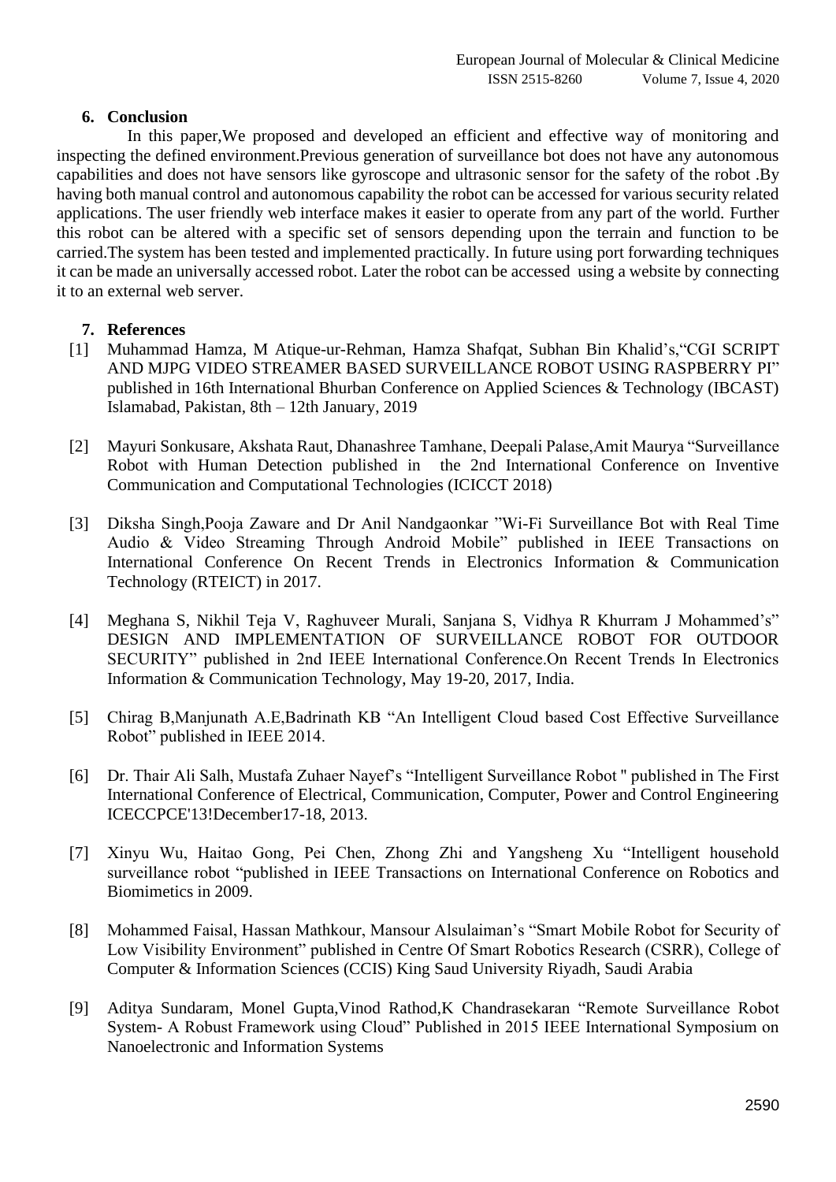## 6. Conclusion

In this paper,We proposed and developed an efficient and effective way of monitoring and inspecting the defined environment.Previous generation of surveillance bot does not have any autonomous capabilities and does not have sensors like gyroscope and ultrasonic sensor for the safety of the robot .By having both manual control and autonomous capability the robot can be accessed for various security related applications. The user friendly web interface makes it easier to operate from any part of the world. Further this robot can be altered with a specific set of sensors depending upon the terrain and function to be carried.The system has been tested and implemented practically. In future using port forwarding techniques it can be made an universally accessed robot. Later the robot can be accessed using a website by connecting it to an external web server.

## 7. References

[1] Muhammad Hamza, M Atique-ur-Rehman, Hamza Shafqat, Subhan Bin Khalid's,"CGI SCRIPT AND MJPG VIDEO STREAMER BASED SURVEILLANCE ROBOT USING RASPBERRY PI" published in 16th International Bhurban Conference on Applied Sciences & Technology (IBCAST) Islamabad, Pakistan, 8th – 12th January, 2019

[2] Mayuri Sonkusare, Akshata Raut, Dhanashree Tamhane, Deepali Palase,Amit Maurya "Surveillance Robot with Human Detection published in the 2nd International Conference on Inventive Communication and Computational Technologies (ICICCT 2018)

[3] Diksha Singh,Pooja Zaware and Dr Anil Nandgaonkar "Wi-Fi Surveillance Bot with Real Time Audio & Video Streaming Through Android Mobile" published in IEEE Transactions on International Conference On Recent Trends in Electronics Information & Communication Technology (RTEICT) in 2017.

[4] Meghana S, Nikhil Teja V, Raghuveer Murali, Sanjana S, Vidhya R Khurram J Mohammed's" DESIGN AND IMPLEMENTATION OF SURVEILLANCE ROBOT FOR OUTDOOR SECURITY" published in 2nd IEEE International Conference.On Recent Trends In Electronics Information & Communication Technology, May 19-20, 2017, India.

[5] Chirag B,Manjunath A.E,Badrinath KB "An Intelligent Cloud based Cost Effective Surveillance Robot" published in IEEE 2014.

[6] Dr. Thair Ali Salh, Mustafa Zuhaer Nayef's "Intelligent Surveillance Robot " published in The First International Conference of Electrical, Communication, Computer, Power and Control Engineering ICECCPCE'13!December17-18, 2013.

[7] Xinyu Wu, Haitao Gong, Pei Chen, Zhong Zhi and Yangsheng Xu "Intelligent household surveillance robot "published in IEEE Transactions on International Conference on Robotics and Biomimetics in 2009.

[8] Mohammed Faisal, Hassan Mathkour, Mansour Alsulaiman's "Smart Mobile Robot for Security of Low Visibility Environment" published in Centre Of Smart Robotics Research (CSRR), College of Computer & Information Sciences (CCIS) King Saud University Riyadh, Saudi Arabia

[9] Aditya Sundaram, Monel Gupta,Vinod Rathod,K Chandrasekaran "Remote Surveillance Robot System- A Robust Framework using Cloud" Published in 2015 IEEE International Symposium on Nanoelectronic and Information Systems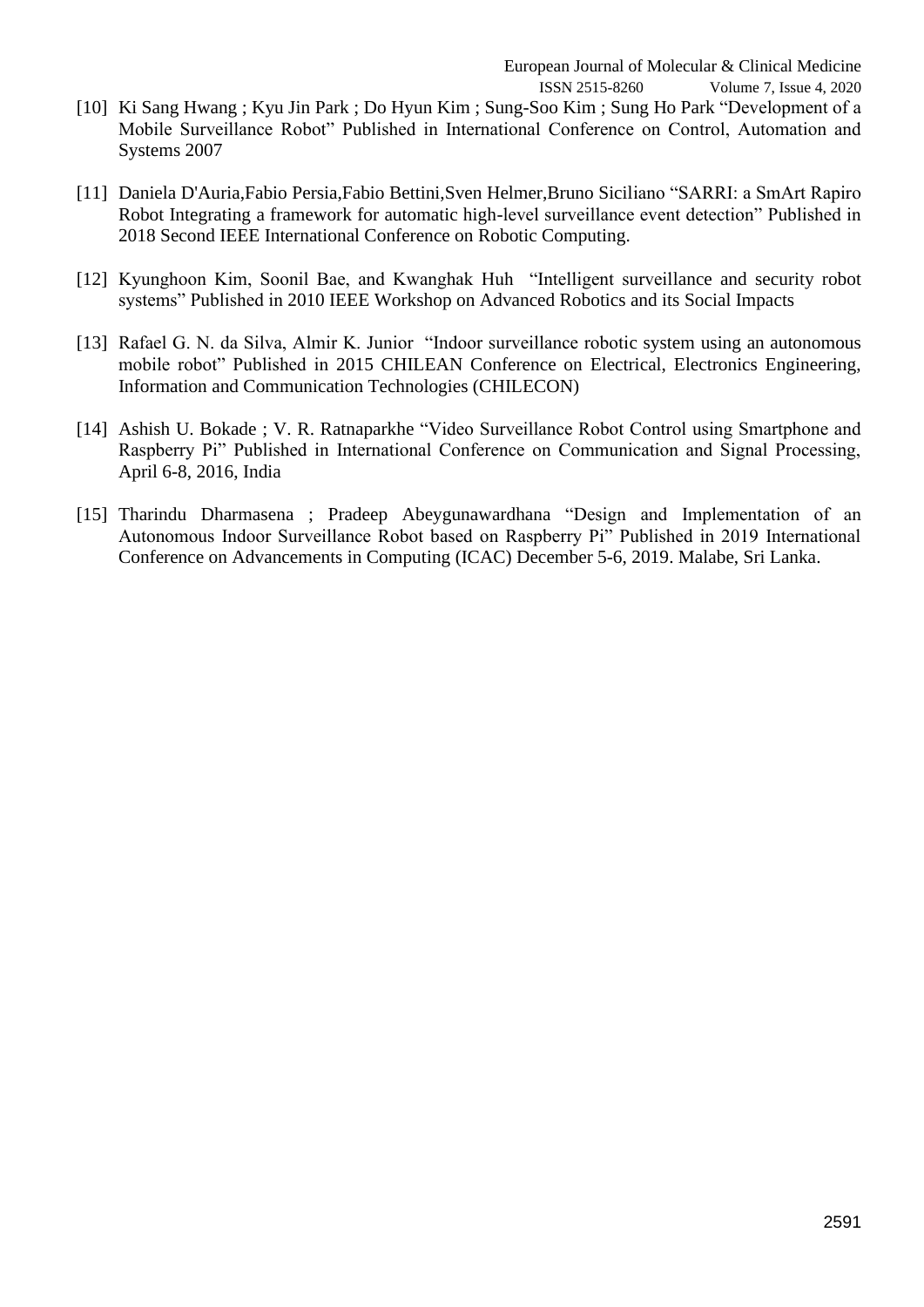[10] Ki Sang Hwang ; Kyu Jin Park ; Do Hyun Kim ; Sung-Soo Kim ; Sung Ho Park "Development of a Mobile Surveillance Robot" Published in International Conference on Control, Automation and Systems 2007

[11] Daniela D'Auria,Fabio Persia,Fabio Bettini,Sven Helmer,Bruno Siciliano "SARRI: a SmArt Rapiro Robot Integrating a framework for automatic high-level surveillance event detection" Published in 2018 Second IEEE International Conference on Robotic Computing.

[12] Kyunghoon Kim, Soonil Bae, and Kwanghak Huh "Intelligent surveillance and security robot systems" Published in 2010 IEEE Workshop on Advanced Robotics and its Social Impacts

[13] Rafael G. N. da Silva, Almir K. Junior "Indoor surveillance robotic system using an autonomous mobile robot" Published in 2015 CHILEAN Conference on Electrical, Electronics Engineering, Information and Communication Technologies (CHILECON)

[14] Ashish U. Bokade ; V. R. Ratnaparkhe "Video Surveillance Robot Control using Smartphone and Raspberry Pi" Published in International Conference on Communication and Signal Processing, April 6-8, 2016, India

[15] Tharindu Dharmasena ; Pradeep Abeygunawardhana "Design and Implementation of an Autonomous Indoor Surveillance Robot based on Raspberry Pi" Published in 2019 International Conference on Advancements in Computing (ICAC) December 5-6, 2019. Malabe, Sri Lanka.